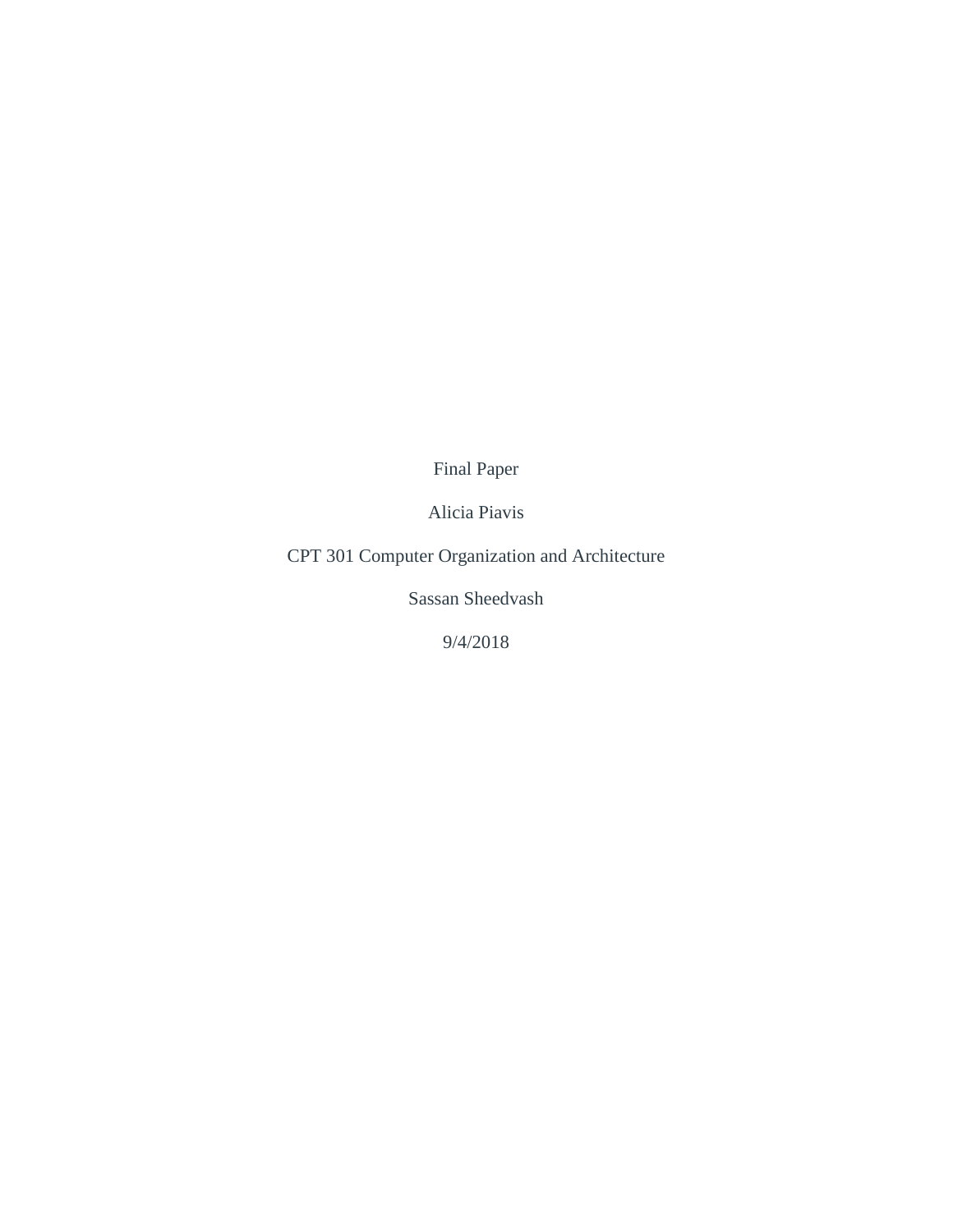Final Paper

Alicia Piavis

CPT 301 Computer Organization and Architecture

Sassan Sheedvash

9/4/2018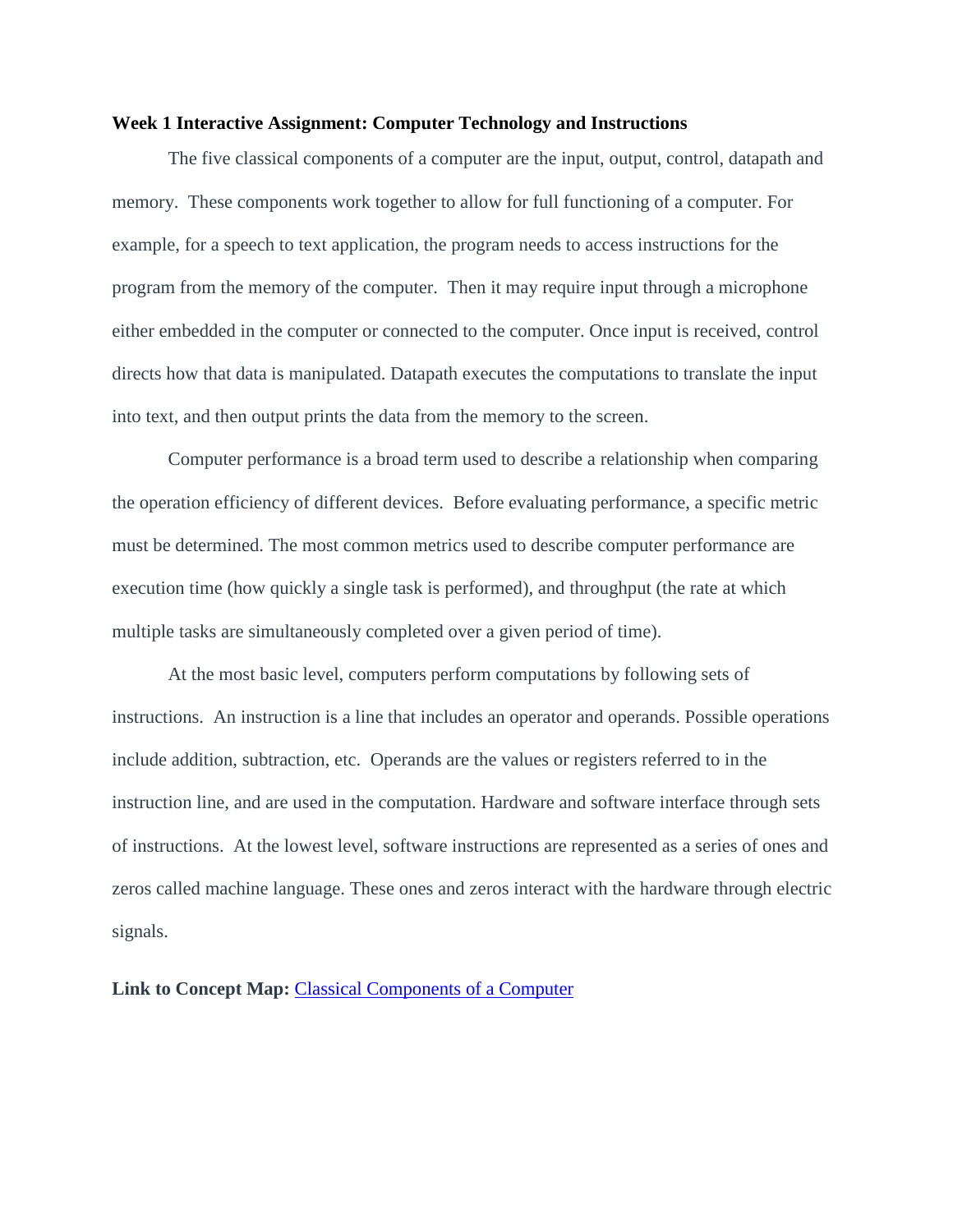**Week 1 Interactive Assignment: Computer Technology and Instructions**

The five classical components of a computer are the input, output, control, datapath and memory. These components work together to allow for full functioning of a computer. For example, for a speech to text application, the program needs to access instructions for the program from the memory of the computer. Then it may require input through a microphone either embedded in the computer or connected to the computer. Once input is received, control directs how that data is manipulated. Datapath executes the computations to translate the input into text, and then output prints the data from the memory to the screen.

Computer performance is a broad term used to describe a relationship when comparing the operation efficiency of different devices. Before evaluating performance, a specific metric must be determined. The most common metrics used to describe computer performance are execution time (how quickly a single task is performed), and throughput (the rate at which multiple tasks are simultaneously completed over a given period of time).

At the most basic level, computers perform computations by following sets of instructions. An instruction is a line that includes an operator and operands. Possible operations include addition, subtraction, etc. Operands are the values or registers referred to in the instruction line, and are used in the computation. Hardware and software interface through sets of instructions. At the lowest level, software instructions are represented as a series of ones and zeros called machine language. These ones and zeros interact with the hardware through electric signals.

**Link to Concept Map:** Classical Components of a Computer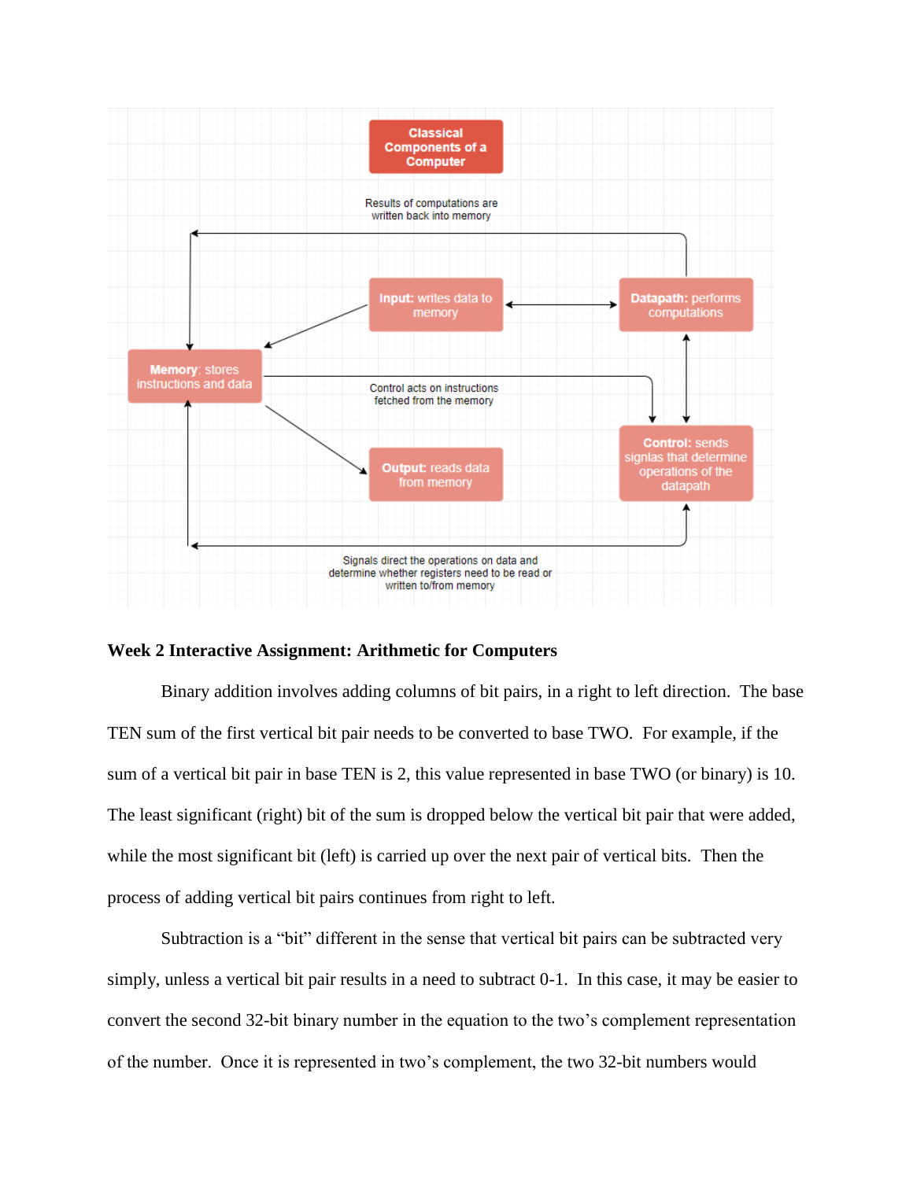**Classical Components of a Computer**

Results of computations are written back into memory

**Input:** writes data to memory

**Datapath:** performs computations

**Memory**: stores instructions and data

Control acts on instructions fetched from the memory

**Control:** sends signlas that determine operations of the datapath

**Output**: reads data from memory

Signals direct the operations on data and determine whether registers need to be read or written to/from memory

**Week 2 Interactive Assignment: Arithmetic for Computers**

Binary addition involves adding columns of bit pairs, in a right to left direction. The base TEN sum of the first vertical bit pair needs to be converted to base TWO. For example, if the sum of a vertical bit pair in base TEN is 2, this value represented in base TWO (or binary) is 10. The least significant (right) bit of the sum is dropped below the vertical bit pair that were added, while the most significant bit (left) is carried up over the next pair of vertical bits. Then the process of adding vertical bit pairs continues from right to left.

Subtraction is a "bit" different in the sense that vertical bit pairs can be subtracted very simply, unless a vertical bit pair results in a need to subtract 0-1. In this case, it may be easier to convert the second 32-bit binary number in the equation to the two's complement representation of the number. Once it is represented in two's complement, the two 32-bit numbers would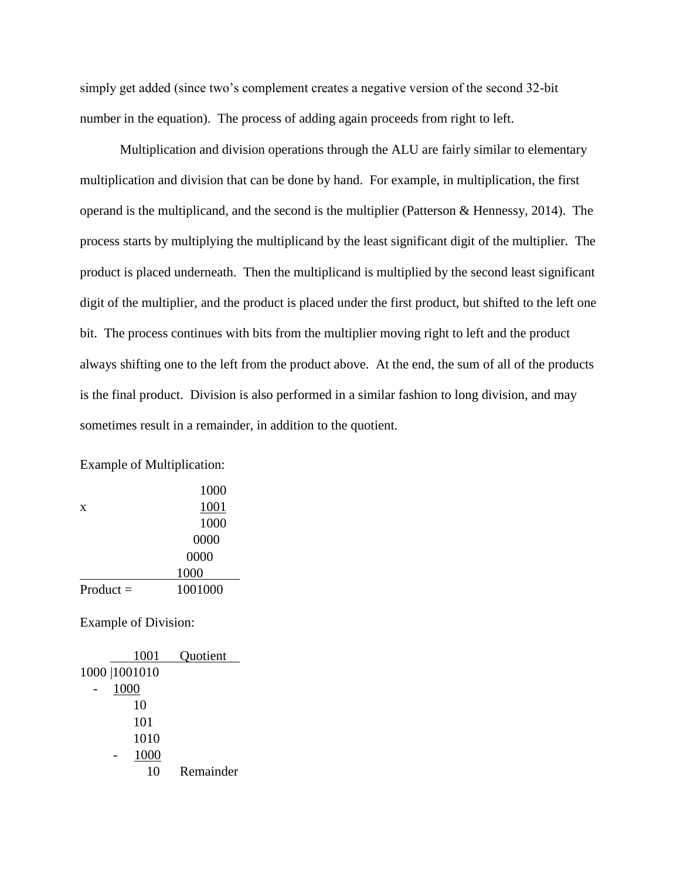simply get added (since two's complement creates a negative version of the second 32-bit number in the equation). The process of adding again proceeds from right to left.

Multiplication and division operations through the ALU are fairly similar to elementary multiplication and division that can be done by hand. For example, in multiplication, the first operand is the multiplicand, and the second is the multiplier (Patterson & Hennessy, 2014). The process starts by multiplying the multiplicand by the least significant digit of the multiplier. The product is placed underneath. Then the multiplicand is multiplied by the second least significant digit of the multiplier, and the product is placed under the first product, but shifted to the left one bit. The process continues with bits from the multiplier moving right to left and the product always shifting one to the left from the product above. At the end, the sum of all of the products is the final product. Division is also performed in a similar fashion to long division, and may sometimes result in a remainder, in addition to the quotient.

Example of Multiplication:

```
                 1000
x                1001
                 1000
                0000
               0000
              1000
Product =     1001000
```

Example of Division:

```
       1001     Quotient
1000 |1001010
   -  1000
        10
        101
        1010
     -  1000
          10    Remainder
```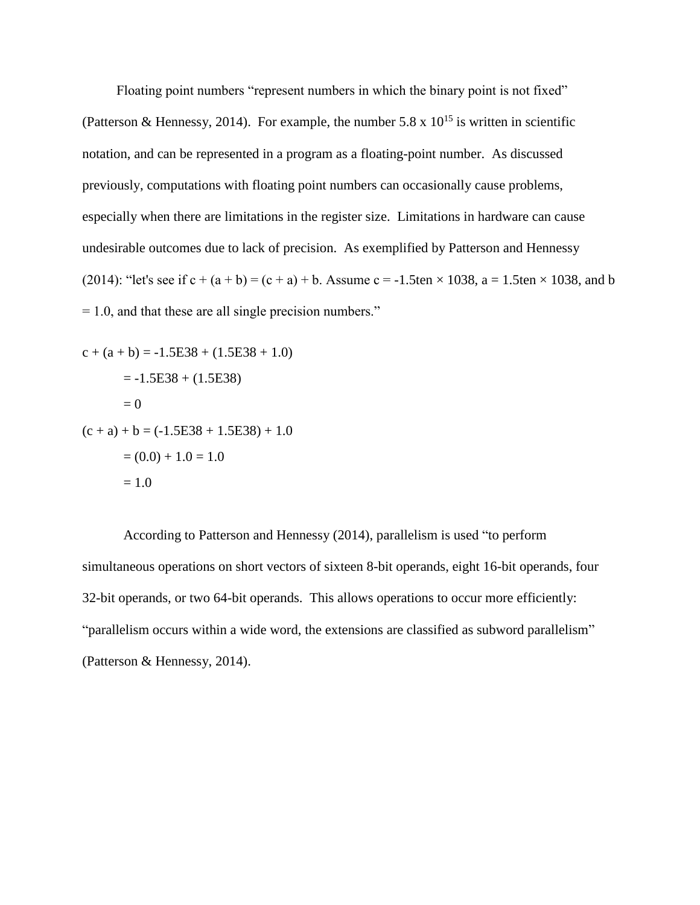Floating point numbers "represent numbers in which the binary point is not fixed" (Patterson & Hennessy, 2014). For example, the number $5.8 \times 10^{15}$ is written in scientific notation, and can be represented in a program as a floating-point number. As discussed previously, computations with floating point numbers can occasionally cause problems, especially when there are limitations in the register size. Limitations in hardware can cause undesirable outcomes due to lack of precision. As exemplified by Patterson and Hennessy (2014): "let's see if c + (a + b) = (c + a) + b. Assume c = -1.5ten × 1038, a = 1.5ten × 1038, and b = 1.0, and that these are all single precision numbers."

c + (a + b) = -1.5E38 + (1.5E38 + 1.0)

= -1.5E38 + (1.5E38)

= 0

(c + a) + b = (-1.5E38 + 1.5E38) + 1.0

= (0.0) + 1.0 = 1.0

= 1.0

According to Patterson and Hennessy (2014), parallelism is used "to perform simultaneous operations on short vectors of sixteen 8-bit operands, eight 16-bit operands, four 32-bit operands, or two 64-bit operands. This allows operations to occur more efficiently: "parallelism occurs within a wide word, the extensions are classified as subword parallelism" (Patterson & Hennessy, 2014).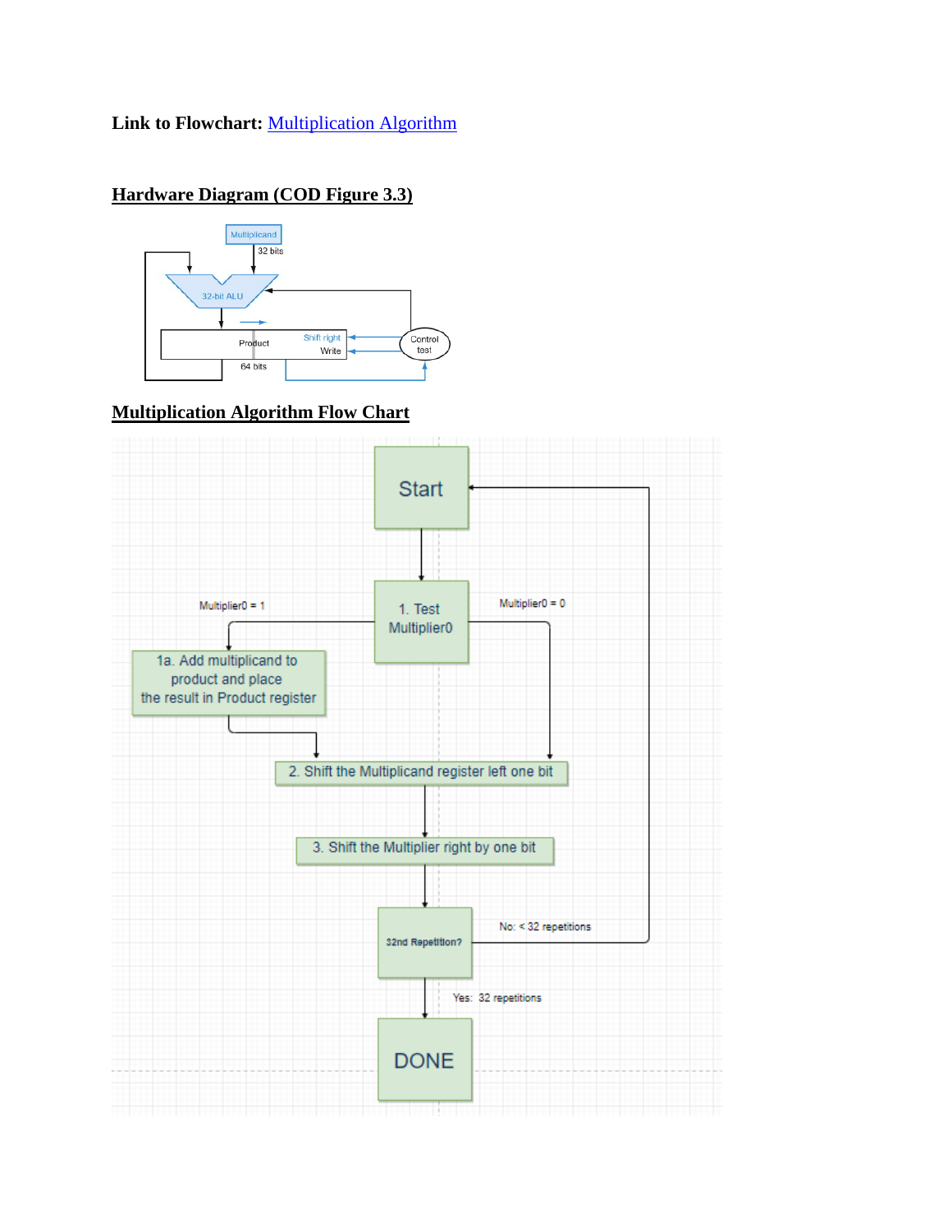**Link to Flowchart:** [Multiplication Algorithm]()

## Hardware Diagram (COD Figure 3.3)

## Multiplication Algorithm Flow Chart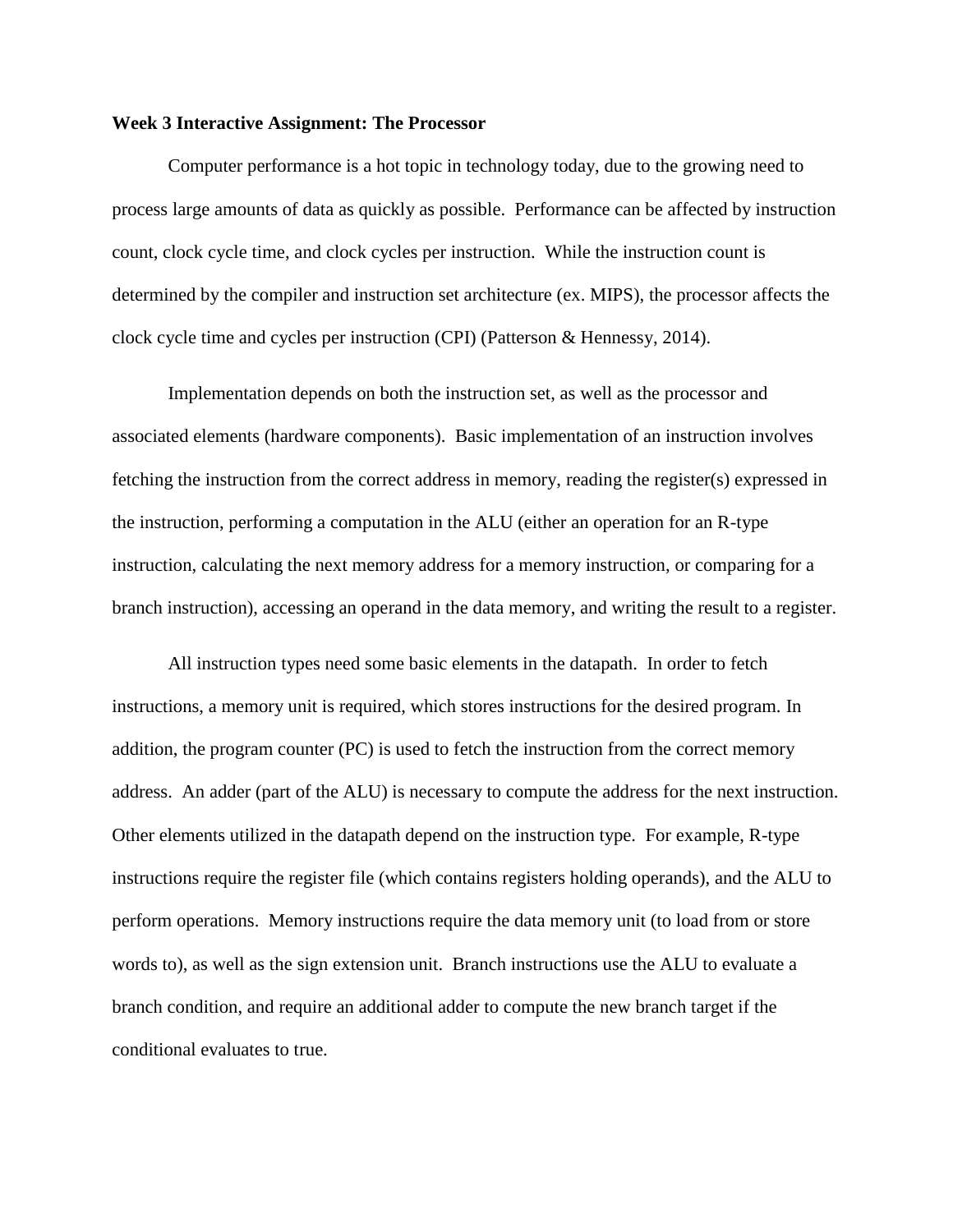**Week 3 Interactive Assignment: The Processor**

Computer performance is a hot topic in technology today, due to the growing need to process large amounts of data as quickly as possible. Performance can be affected by instruction count, clock cycle time, and clock cycles per instruction. While the instruction count is determined by the compiler and instruction set architecture (ex. MIPS), the processor affects the clock cycle time and cycles per instruction (CPI) (Patterson & Hennessy, 2014).

Implementation depends on both the instruction set, as well as the processor and associated elements (hardware components). Basic implementation of an instruction involves fetching the instruction from the correct address in memory, reading the register(s) expressed in the instruction, performing a computation in the ALU (either an operation for an R-type instruction, calculating the next memory address for a memory instruction, or comparing for a branch instruction), accessing an operand in the data memory, and writing the result to a register.

All instruction types need some basic elements in the datapath. In order to fetch instructions, a memory unit is required, which stores instructions for the desired program. In addition, the program counter (PC) is used to fetch the instruction from the correct memory address. An adder (part of the ALU) is necessary to compute the address for the next instruction. Other elements utilized in the datapath depend on the instruction type. For example, R-type instructions require the register file (which contains registers holding operands), and the ALU to perform operations. Memory instructions require the data memory unit (to load from or store words to), as well as the sign extension unit. Branch instructions use the ALU to evaluate a branch condition, and require an additional adder to compute the new branch target if the conditional evaluates to true.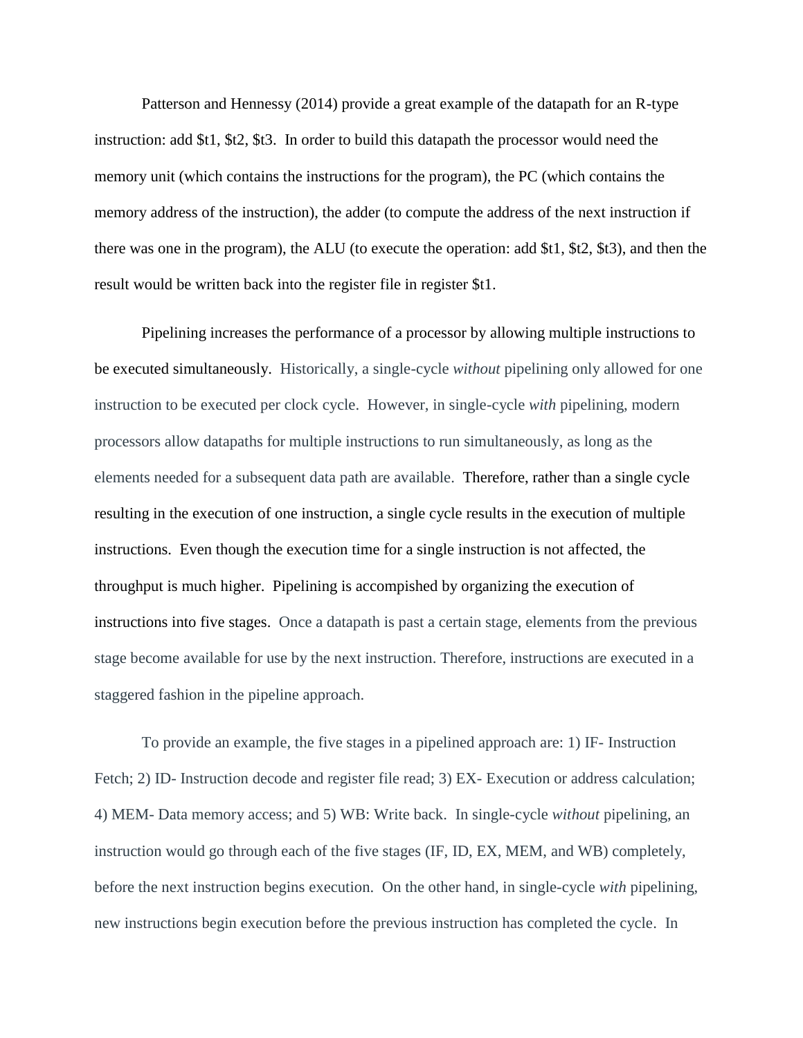Patterson and Hennessy (2014) provide a great example of the datapath for an R-type instruction: add $t1, $t2, $t3. In order to build this datapath the processor would need the memory unit (which contains the instructions for the program), the PC (which contains the memory address of the instruction), the adder (to compute the address of the next instruction if there was one in the program), the ALU (to execute the operation: add $t1, $t2, $t3), and then the result would be written back into the register file in register $t1.

Pipelining increases the performance of a processor by allowing multiple instructions to be executed simultaneously. Historically, a single-cycle *without* pipelining only allowed for one instruction to be executed per clock cycle. However, in single-cycle *with* pipelining, modern processors allow datapaths for multiple instructions to run simultaneously, as long as the elements needed for a subsequent data path are available. Therefore, rather than a single cycle resulting in the execution of one instruction, a single cycle results in the execution of multiple instructions. Even though the execution time for a single instruction is not affected, the throughput is much higher. Pipelining is accompished by organizing the execution of instructions into five stages. Once a datapath is past a certain stage, elements from the previous stage become available for use by the next instruction. Therefore, instructions are executed in a staggered fashion in the pipeline approach.

To provide an example, the five stages in a pipelined approach are: 1) IF- Instruction Fetch; 2) ID- Instruction decode and register file read; 3) EX- Execution or address calculation; 4) MEM- Data memory access; and 5) WB: Write back. In single-cycle *without* pipelining, an instruction would go through each of the five stages (IF, ID, EX, MEM, and WB) completely, before the next instruction begins execution. On the other hand, in single-cycle *with* pipelining, new instructions begin execution before the previous instruction has completed the cycle. In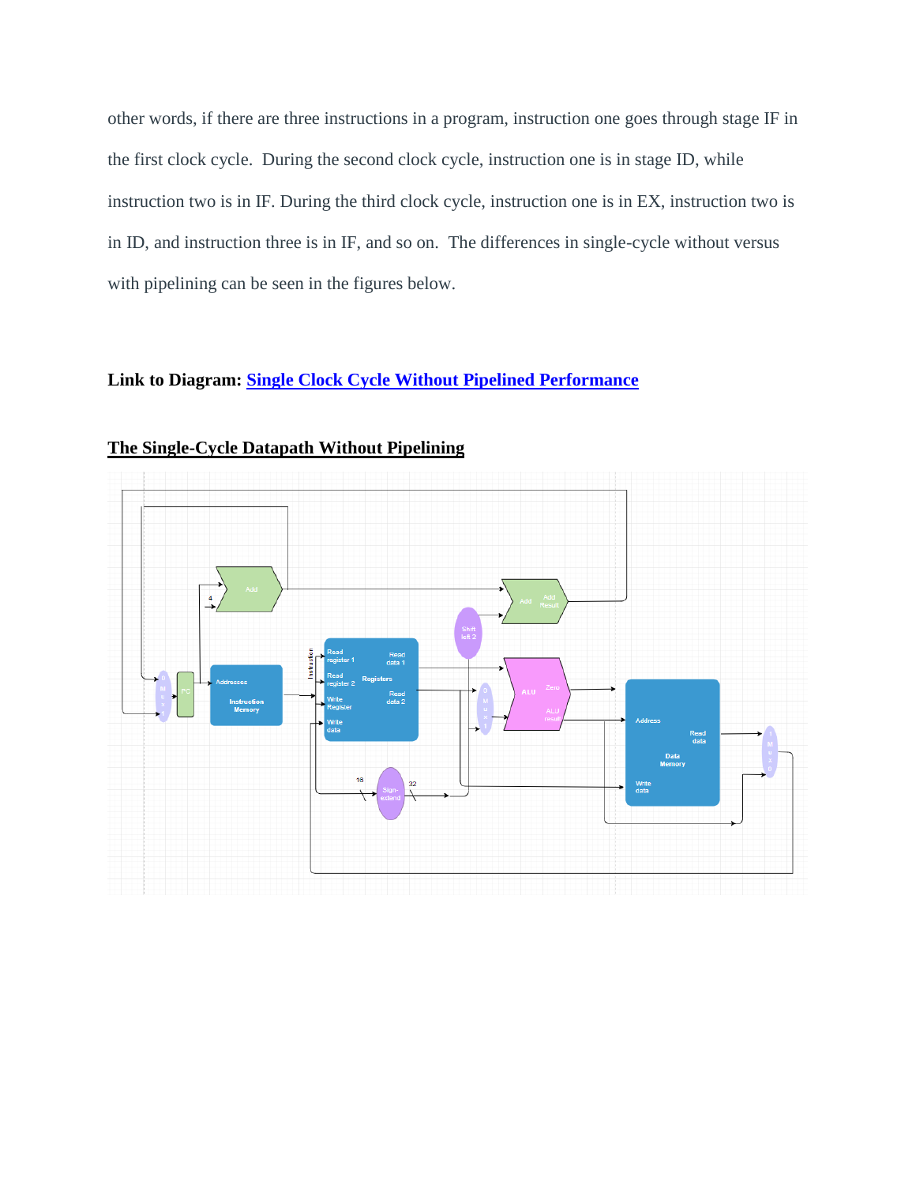other words, if there are three instructions in a program, instruction one goes through stage IF in the first clock cycle. During the second clock cycle, instruction one is in stage ID, while instruction two is in IF. During the third clock cycle, instruction one is in EX, instruction two is in ID, and instruction three is in IF, and so on. The differences in single-cycle without versus with pipelining can be seen in the figures below.

**Link to Diagram: [Single Clock Cycle Without Pipelined Performance]()**

**The Single-Cycle Datapath Without Pipelining**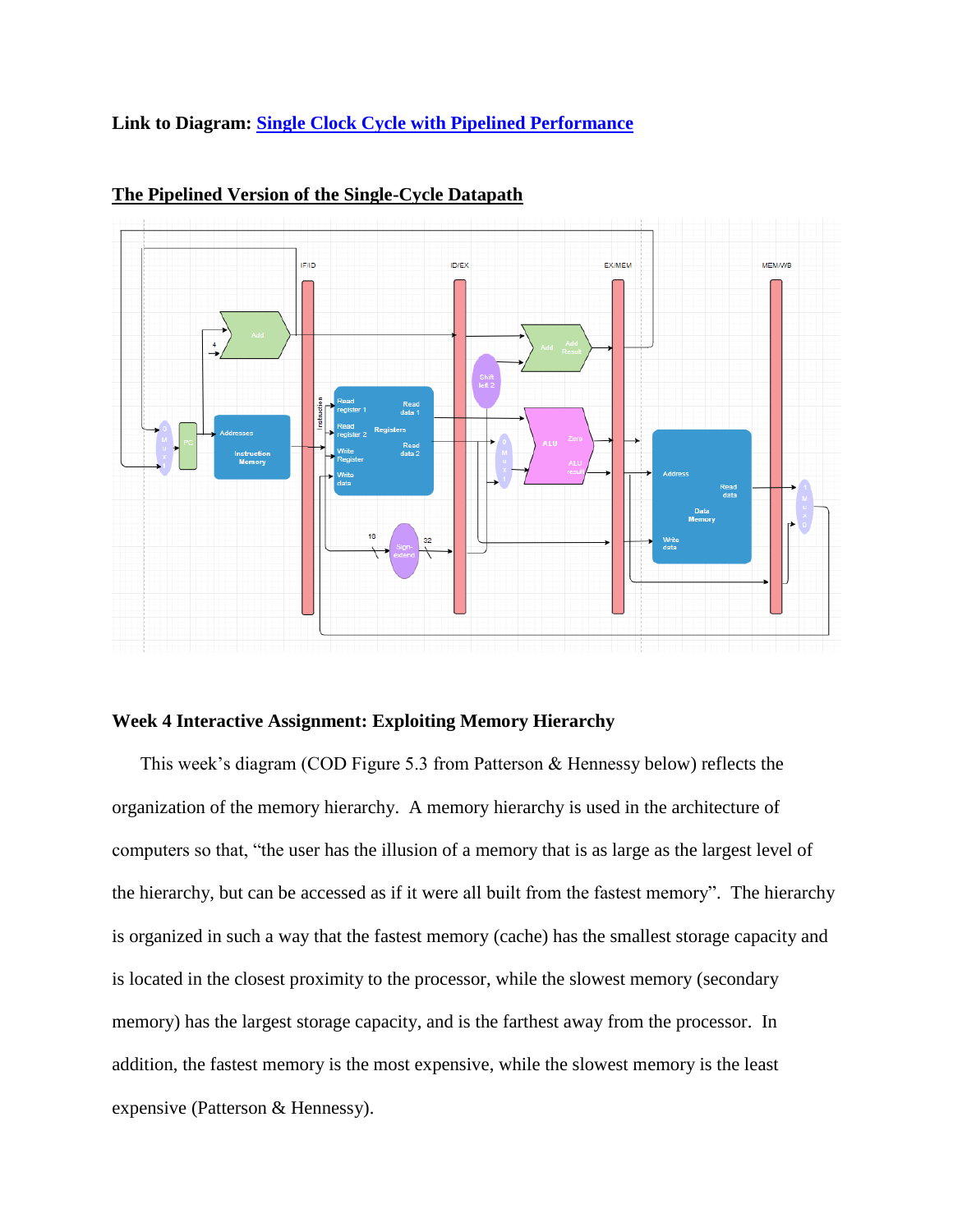**Link to Diagram: [Single Clock Cycle with Pipelined Performance]()**

**The Pipelined Version of the Single-Cycle Datapath**

### Week 4 Interactive Assignment: Exploiting Memory Hierarchy

This week's diagram (COD Figure 5.3 from Patterson & Hennessy below) reflects the organization of the memory hierarchy. A memory hierarchy is used in the architecture of computers so that, "the user has the illusion of a memory that is as large as the largest level of the hierarchy, but can be accessed as if it were all built from the fastest memory". The hierarchy is organized in such a way that the fastest memory (cache) has the smallest storage capacity and is located in the closest proximity to the processor, while the slowest memory (secondary memory) has the largest storage capacity, and is the farthest away from the processor. In addition, the fastest memory is the most expensive, while the slowest memory is the least expensive (Patterson & Hennessy).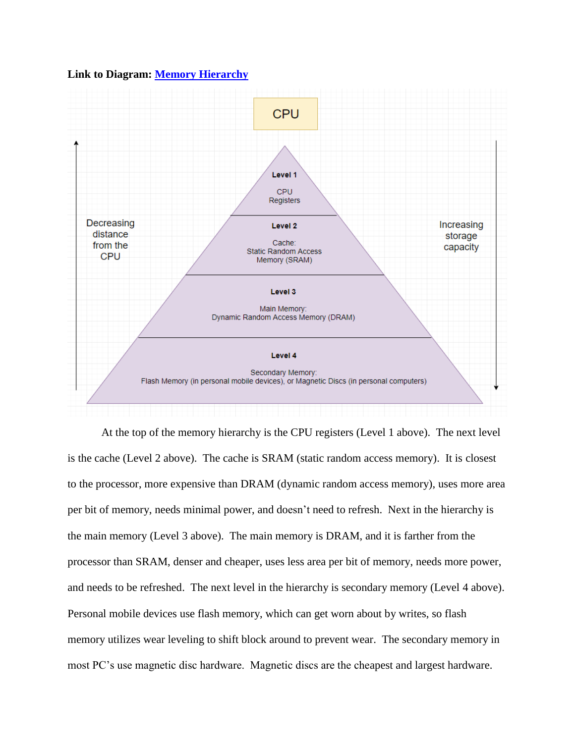**Link to Diagram: Memory Hierarchy**

CPU

Level 1

CPU Registers

Level 2

Cache: Static Random Access Memory (SRAM)

Level 3

Main Memory: Dynamic Random Access Memory (DRAM)

Level 4

Secondary Memory: Flash Memory (in personal mobile devices), or Magnetic Discs (in personal computers)

Decreasing distance from the CPU

Increasing storage capacity

At the top of the memory hierarchy is the CPU registers (Level 1 above). The next level is the cache (Level 2 above). The cache is SRAM (static random access memory). It is closest to the processor, more expensive than DRAM (dynamic random access memory), uses more area per bit of memory, needs minimal power, and doesn't need to refresh. Next in the hierarchy is the main memory (Level 3 above). The main memory is DRAM, and it is farther from the processor than SRAM, denser and cheaper, uses less area per bit of memory, needs more power, and needs to be refreshed. The next level in the hierarchy is secondary memory (Level 4 above). Personal mobile devices use flash memory, which can get worn about by writes, so flash memory utilizes wear leveling to shift block around to prevent wear. The secondary memory in most PC's use magnetic disc hardware. Magnetic discs are the cheapest and largest hardware.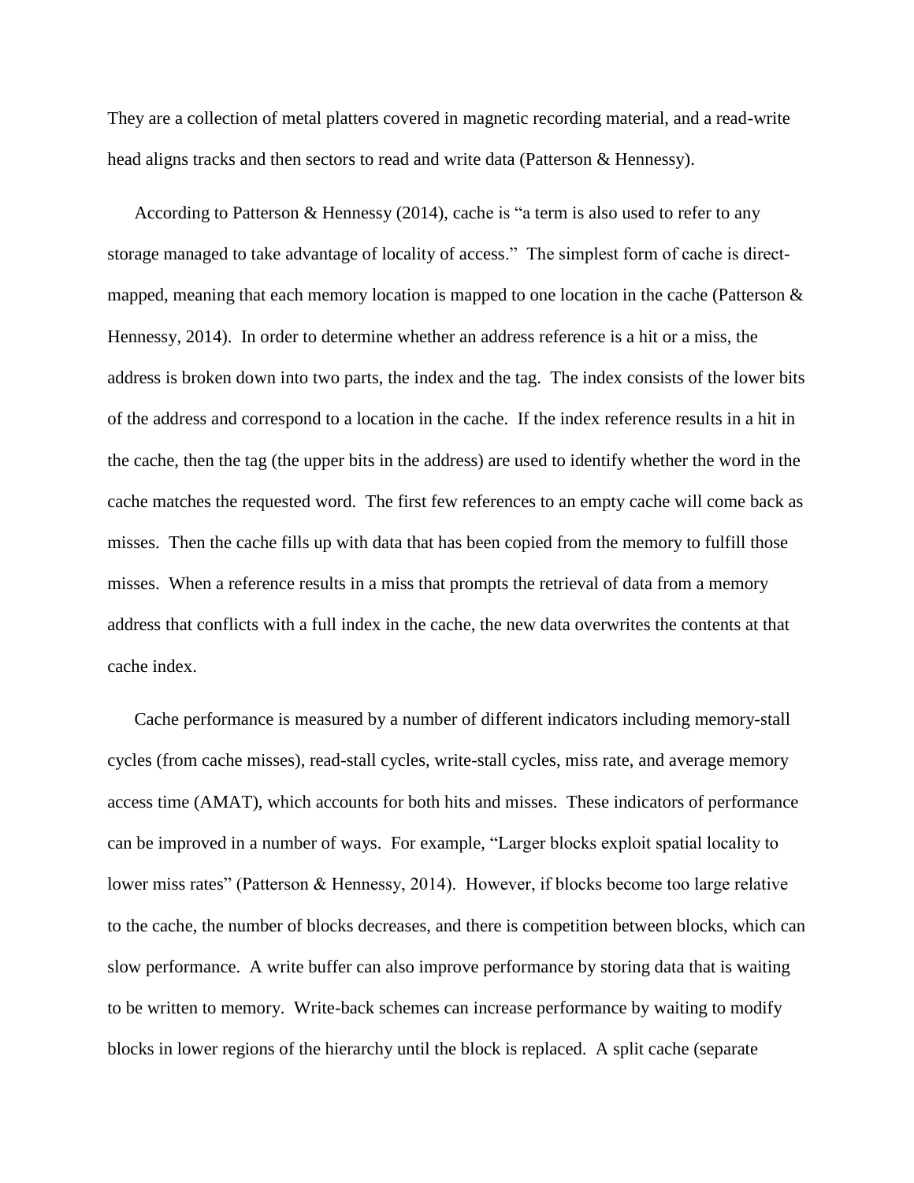They are a collection of metal platters covered in magnetic recording material, and a read-write head aligns tracks and then sectors to read and write data (Patterson & Hennessy).

According to Patterson & Hennessy (2014), cache is "a term is also used to refer to any storage managed to take advantage of locality of access." The simplest form of cache is direct-mapped, meaning that each memory location is mapped to one location in the cache (Patterson & Hennessy, 2014). In order to determine whether an address reference is a hit or a miss, the address is broken down into two parts, the index and the tag. The index consists of the lower bits of the address and correspond to a location in the cache. If the index reference results in a hit in the cache, then the tag (the upper bits in the address) are used to identify whether the word in the cache matches the requested word. The first few references to an empty cache will come back as misses. Then the cache fills up with data that has been copied from the memory to fulfill those misses. When a reference results in a miss that prompts the retrieval of data from a memory address that conflicts with a full index in the cache, the new data overwrites the contents at that cache index.

Cache performance is measured by a number of different indicators including memory-stall cycles (from cache misses), read-stall cycles, write-stall cycles, miss rate, and average memory access time (AMAT), which accounts for both hits and misses. These indicators of performance can be improved in a number of ways. For example, "Larger blocks exploit spatial locality to lower miss rates" (Patterson & Hennessy, 2014). However, if blocks become too large relative to the cache, the number of blocks decreases, and there is competition between blocks, which can slow performance. A write buffer can also improve performance by storing data that is waiting to be written to memory. Write-back schemes can increase performance by waiting to modify blocks in lower regions of the hierarchy until the block is replaced. A split cache (separate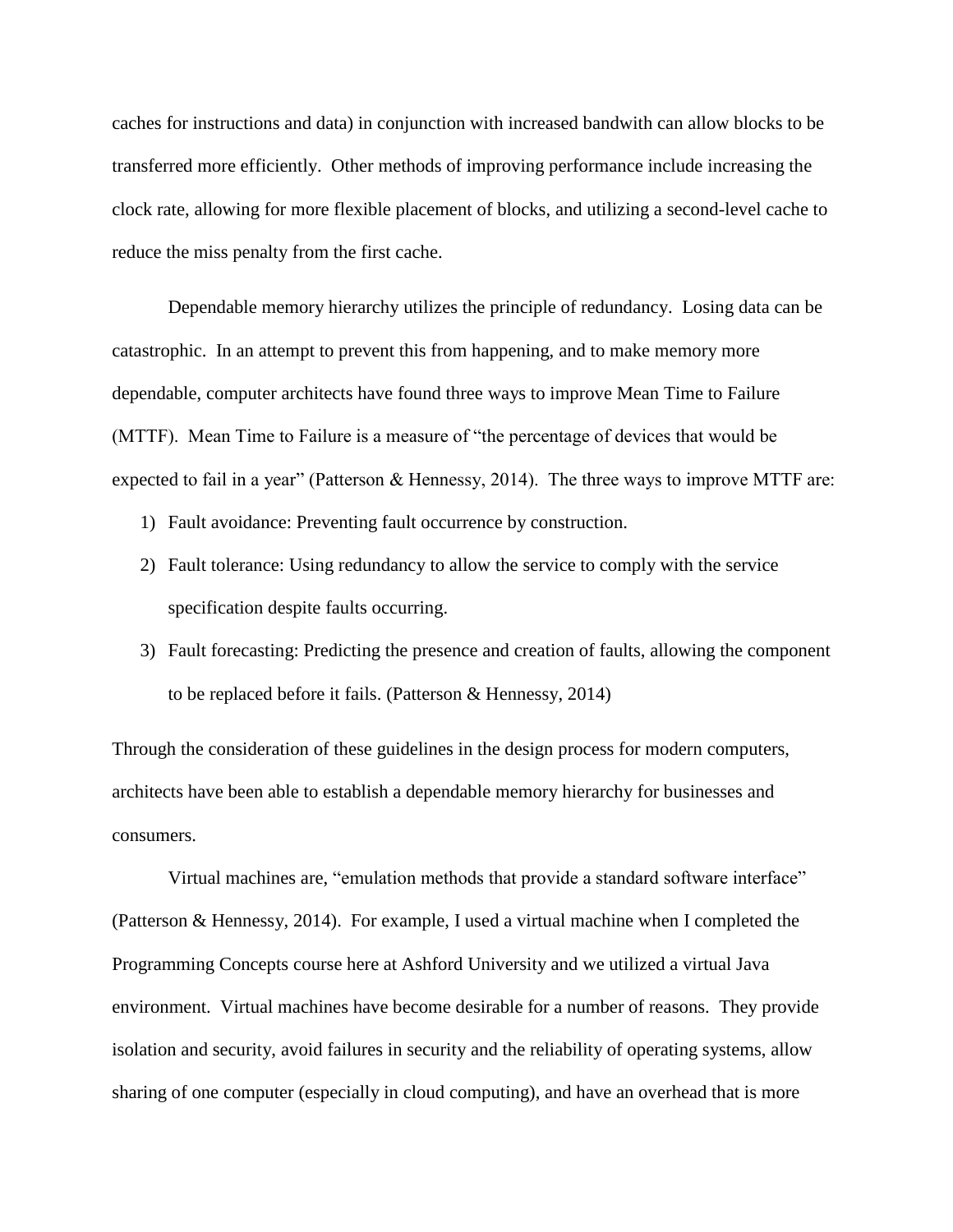caches for instructions and data) in conjunction with increased bandwith can allow blocks to be transferred more efficiently. Other methods of improving performance include increasing the clock rate, allowing for more flexible placement of blocks, and utilizing a second-level cache to reduce the miss penalty from the first cache.

Dependable memory hierarchy utilizes the principle of redundancy. Losing data can be catastrophic. In an attempt to prevent this from happening, and to make memory more dependable, computer architects have found three ways to improve Mean Time to Failure (MTTF). Mean Time to Failure is a measure of "the percentage of devices that would be expected to fail in a year" (Patterson & Hennessy, 2014). The three ways to improve MTTF are:

1) Fault avoidance: Preventing fault occurrence by construction.
2) Fault tolerance: Using redundancy to allow the service to comply with the service specification despite faults occurring.
3) Fault forecasting: Predicting the presence and creation of faults, allowing the component to be replaced before it fails. (Patterson & Hennessy, 2014)

Through the consideration of these guidelines in the design process for modern computers, architects have been able to establish a dependable memory hierarchy for businesses and consumers.

Virtual machines are, "emulation methods that provide a standard software interface" (Patterson & Hennessy, 2014). For example, I used a virtual machine when I completed the Programming Concepts course here at Ashford University and we utilized a virtual Java environment. Virtual machines have become desirable for a number of reasons. They provide isolation and security, avoid failures in security and the reliability of operating systems, allow sharing of one computer (especially in cloud computing), and have an overhead that is more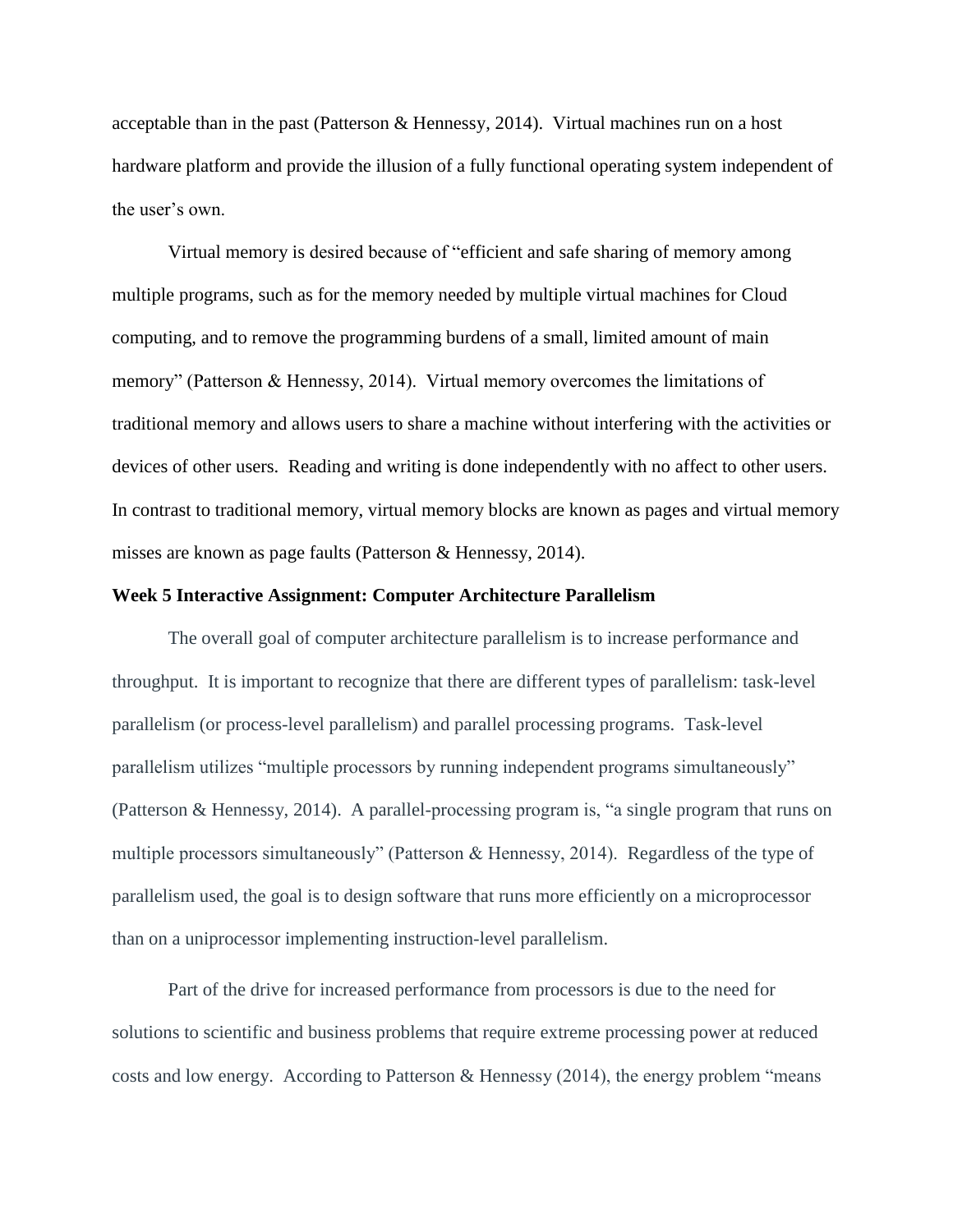acceptable than in the past (Patterson & Hennessy, 2014). Virtual machines run on a host hardware platform and provide the illusion of a fully functional operating system independent of the user's own.

Virtual memory is desired because of "efficient and safe sharing of memory among multiple programs, such as for the memory needed by multiple virtual machines for Cloud computing, and to remove the programming burdens of a small, limited amount of main memory" (Patterson & Hennessy, 2014). Virtual memory overcomes the limitations of traditional memory and allows users to share a machine without interfering with the activities or devices of other users. Reading and writing is done independently with no affect to other users. In contrast to traditional memory, virtual memory blocks are known as pages and virtual memory misses are known as page faults (Patterson & Hennessy, 2014).

**Week 5 Interactive Assignment: Computer Architecture Parallelism**

The overall goal of computer architecture parallelism is to increase performance and throughput. It is important to recognize that there are different types of parallelism: task-level parallelism (or process-level parallelism) and parallel processing programs. Task-level parallelism utilizes "multiple processors by running independent programs simultaneously" (Patterson & Hennessy, 2014). A parallel-processing program is, "a single program that runs on multiple processors simultaneously" (Patterson & Hennessy, 2014). Regardless of the type of parallelism used, the goal is to design software that runs more efficiently on a microprocessor than on a uniprocessor implementing instruction-level parallelism.

Part of the drive for increased performance from processors is due to the need for solutions to scientific and business problems that require extreme processing power at reduced costs and low energy. According to Patterson & Hennessy (2014), the energy problem "means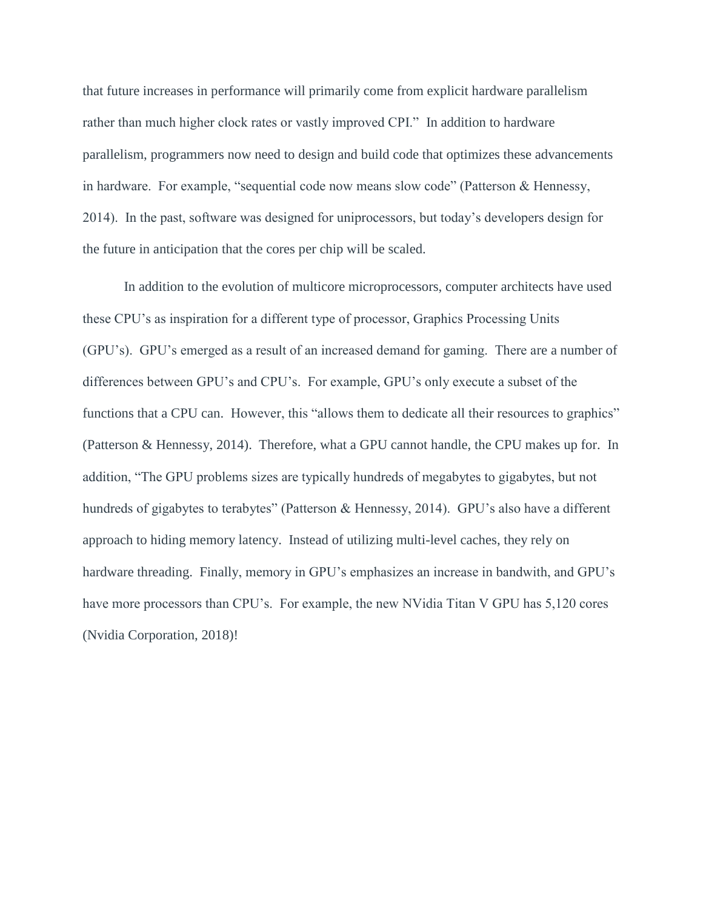that future increases in performance will primarily come from explicit hardware parallelism rather than much higher clock rates or vastly improved CPI." In addition to hardware parallelism, programmers now need to design and build code that optimizes these advancements in hardware. For example, "sequential code now means slow code" (Patterson & Hennessy, 2014). In the past, software was designed for uniprocessors, but today's developers design for the future in anticipation that the cores per chip will be scaled.

In addition to the evolution of multicore microprocessors, computer architects have used these CPU's as inspiration for a different type of processor, Graphics Processing Units (GPU's). GPU's emerged as a result of an increased demand for gaming. There are a number of differences between GPU's and CPU's. For example, GPU's only execute a subset of the functions that a CPU can. However, this "allows them to dedicate all their resources to graphics" (Patterson & Hennessy, 2014). Therefore, what a GPU cannot handle, the CPU makes up for. In addition, "The GPU problems sizes are typically hundreds of megabytes to gigabytes, but not hundreds of gigabytes to terabytes" (Patterson & Hennessy, 2014). GPU's also have a different approach to hiding memory latency. Instead of utilizing multi-level caches, they rely on hardware threading. Finally, memory in GPU's emphasizes an increase in bandwith, and GPU's have more processors than CPU's. For example, the new NVidia Titan V GPU has 5,120 cores (Nvidia Corporation, 2018)!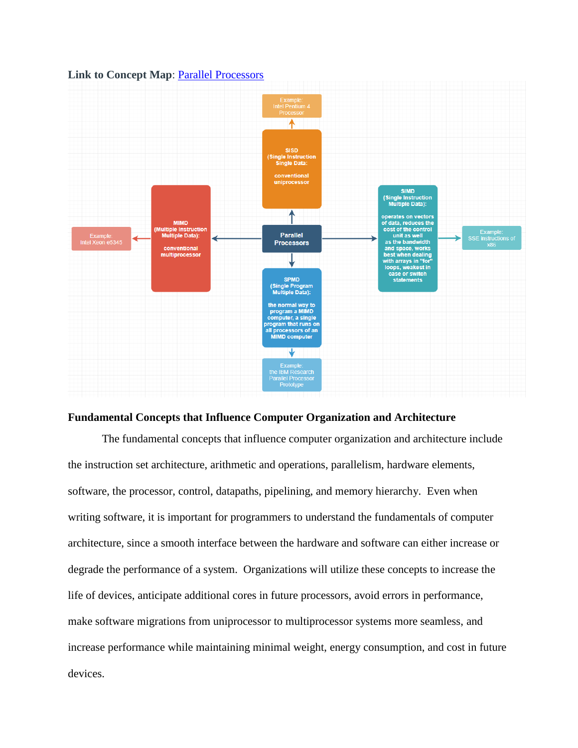**Link to Concept Map**: Parallel Processors

Parallel Processors

- SISD (Single Instruction Single Data: conventional uniprocessor
  - Example: Intel Pentium 4 Processor
- MIMD (Multiple Instruction Multiple Data): conventional multiprocessor
  - Example: Intel Xeon e5345
- SIMD (Single Instruction Multiple Data): operates on vectors of data, reduces the cost of the control unit as well as the bandwidth and space, works best when dealing with arrays in "for" loops, weakest in case or switch statements
  - Example: SSE instructions of x86
- SPMD (Single Program Multiple Data): the normal way to program a MIMD computer, a single program that runs on all processors of an MIMD computer
  - Example: the IBM Research Parallel Processor Prototype

**Fundamental Concepts that Influence Computer Organization and Architecture**

The fundamental concepts that influence computer organization and architecture include the instruction set architecture, arithmetic and operations, parallelism, hardware elements, software, the processor, control, datapaths, pipelining, and memory hierarchy. Even when writing software, it is important for programmers to understand the fundamentals of computer architecture, since a smooth interface between the hardware and software can either increase or degrade the performance of a system. Organizations will utilize these concepts to increase the life of devices, anticipate additional cores in future processors, avoid errors in performance, make software migrations from uniprocessor to multiprocessor systems more seamless, and increase performance while maintaining minimal weight, energy consumption, and cost in future devices.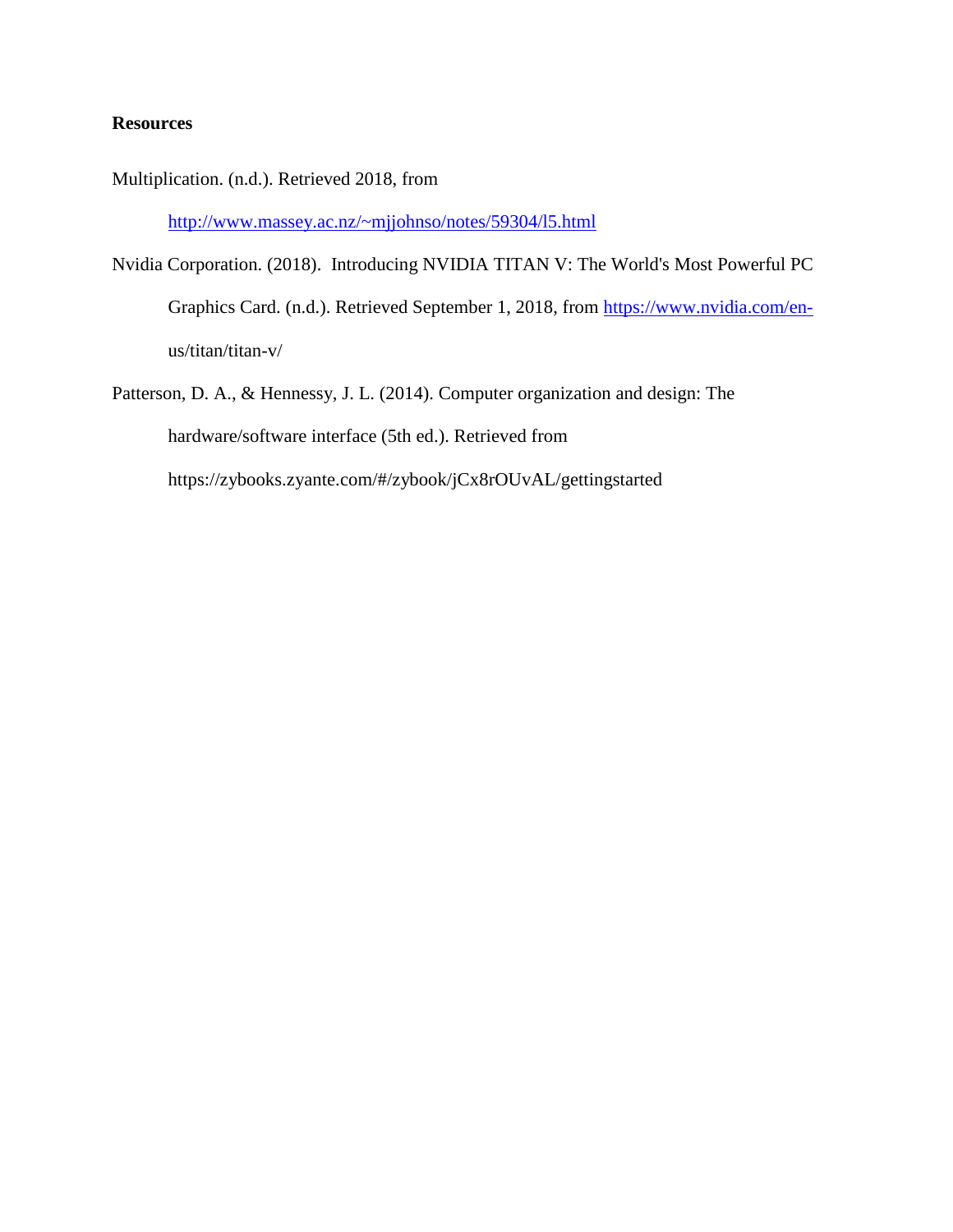**Resources**

Multiplication. (n.d.). Retrieved 2018, from http://www.massey.ac.nz/~mjjohnso/notes/59304/l5.html

Nvidia Corporation. (2018). Introducing NVIDIA TITAN V: The World's Most Powerful PC Graphics Card. (n.d.). Retrieved September 1, 2018, from https://www.nvidia.com/en-us/titan/titan-v/

Patterson, D. A., & Hennessy, J. L. (2014). Computer organization and design: The hardware/software interface (5th ed.). Retrieved from https://zybooks.zyante.com/#/zybook/jCx8rOUvAL/gettingstarted